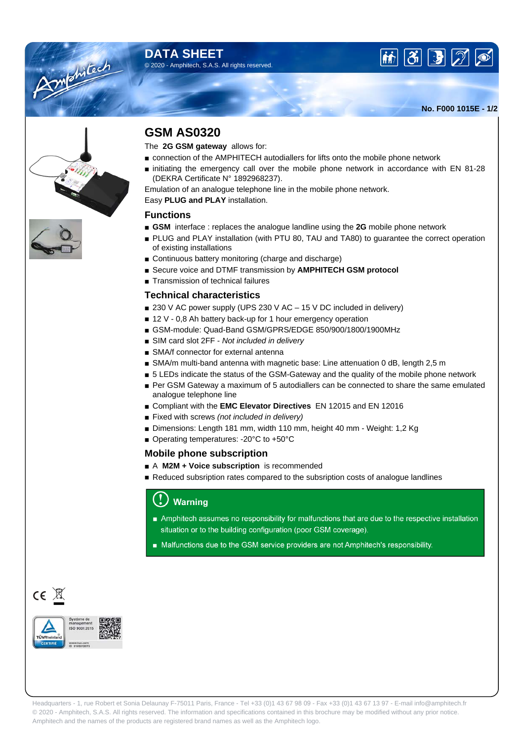# DATA SHEET

© 2020 - Amphitech, S.A.S. All rights reserved.

**No. F000 1015E**

## GSM AS0320

The **2G GSM gateway** allows for:

- connection of the AMPHITECH autodiallers for lifts onto the mobile phone network
- initiating the emergency call over the mobile phone network in accordance with EN 81-28 (DEKRA Certificate N° 1892968237).

Emulation of an analogue telephone line in the mobile phone network.

Easy **PLUG and PLAY** installation.

### Functions

- **GSM** interface : replaces the analogue landline using the **2G** mobile phone network
- PLUG and PLAY installation (with PTU 80, TAU and TA80) to guarantee the correct operation of existing installations
- Continuous battery monitoring (charge and discharge)
- Secure voice and DTMF transmission by **AMPHITECH GSM protocol**
- Transmission of technical failures

### Technical characteristics

- 230 V AC power supply (UPS 230 V AC – 15 V DC included in delivery)
- 12 V - 0,8 Ah battery back-up for 1 hour emergency operation
- GSM-module: Quad-Band GSM/GPRS/EDGE 850/900/1800/1900MHz
- SIM card slot 2FF - *Not included in delivery*
- SMA/f connector for external antenna
- SMA/m multi-band antenna with magnetic base: Line attenuation 0 dB, length 2,5 m
- 5 LEDs indicate the status of the GSM-Gateway and the quality of the mobile phone network
- Per GSM Gateway a maximum of 5 autodiallers can be connected to share the same emulated analogue telephone line
- Compliant with the **EMC Elevator Directives** EN 12015 and EN 12016
- Fixed with screws *(not included in delivery)*
- Dimensions: Length 181 mm, width 110 mm, height 40 mm - Weight: 1,2 Kg
- Operating temperatures: -20°C to +50°C

### Mobile phone subscription

- A **M2M + Voice subscription** is recommended
- Reduced subsription rates compared to the subsription costs of analogue landlines

### Warning

- Amphitech assumes no responsibility for malfunctions that are due to the respective installation situation or to the building configuration (poor GSM coverage).
- Malfunctions due to the GSM service providers are not Amphitech's responsibility.

Système de management ISO 9001:2015

TÜVRheinland CERTIFIE

www.tuv.com ID 9105013073

Headquarters - 1, rue Robert et Sonia Delaunay F-75011 Paris, France - Tel +33 (0)1 43 67 98 09 - Fax +33 (0)1 43 67 13 97 - E-mail info@amphitech.fr
© 2020 - Amphitech, S.A.S. All rights reserved. The information and specifications contained in this brochure may be modified without any prior notice.
Amphitech and the names of the products are registered brand names as well as the Amphitech logo.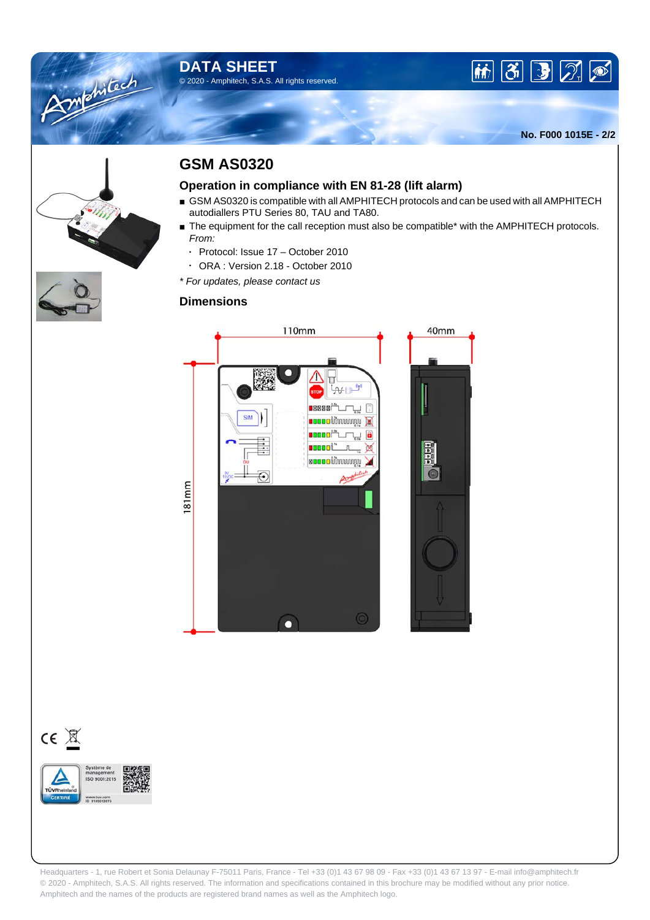# GSM AS0320

## Operation in compliance with EN 81-28 (lift alarm)

- GSM AS0320 is compatible with all AMPHITECH protocols and can be used with all AMPHITECH autodiallers PTU Series 80, TAU and TA80.
- The equipment for the call reception must also be compatible* with the AMPHITECH protocols. *From:*
  - Protocol: Issue 17 – October 2010
  - ORA : Version 2.18 - October 2010

*\* For updates, please contact us*

## Dimensions

110mm

40mm

181mm

Headquarters - 1, rue Robert et Sonia Delaunay F-75011 Paris, France - Tel +33 (0)1 43 67 98 09 - Fax +33 (0)1 43 67 13 97 - E-mail info@amphitech.fr
© 2020 - Amphitech, S.A.S. All rights reserved. The information and specifications contained in this brochure may be modified without any prior notice.
Amphitech and the names of the products are registered brand names as well as the Amphitech logo.